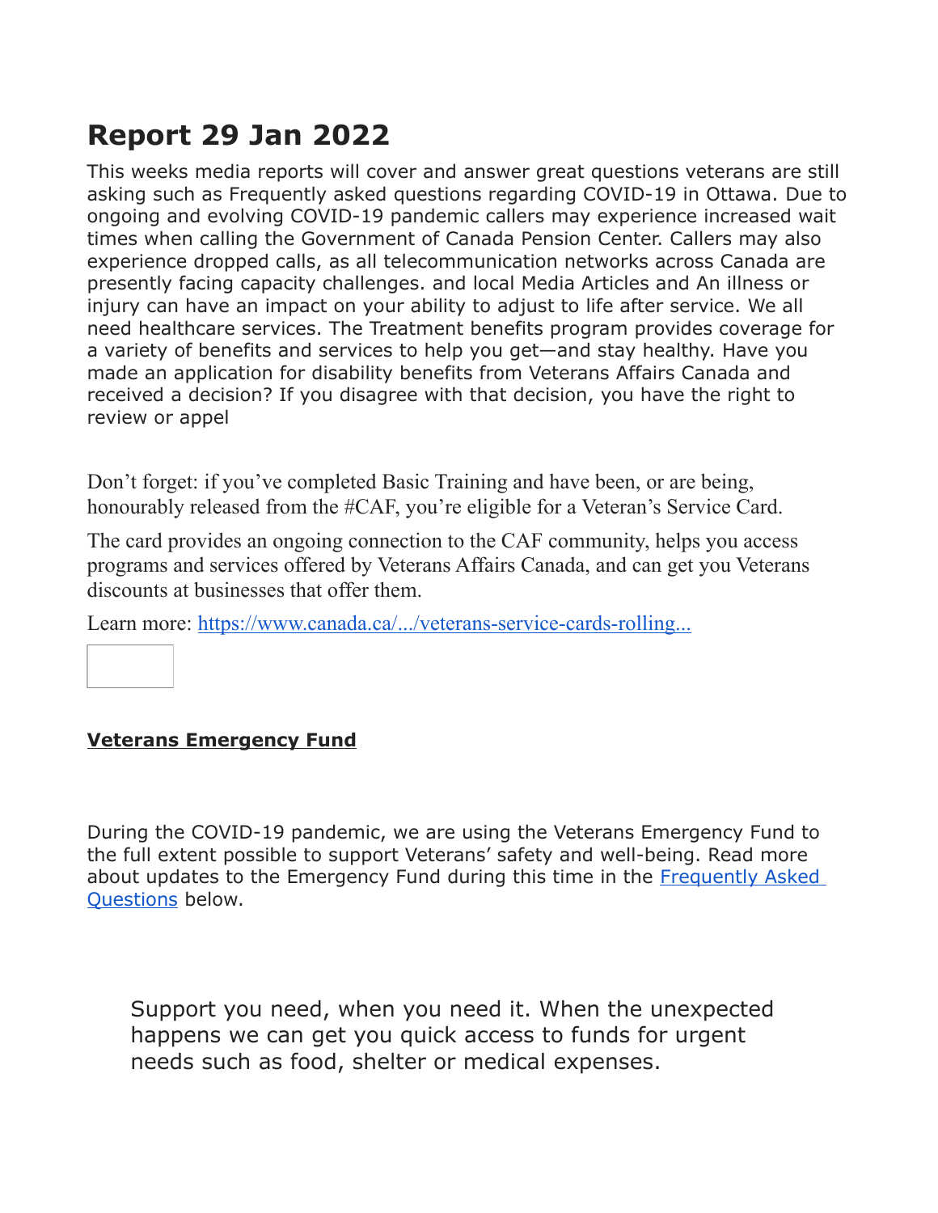# Report 29 Jan 2022

This weeks media reports will cover and answer great questions veterans are still asking such as Frequently asked questions regarding COVID-19 in Ottawa. Due to ongoing and evolving COVID-19 pandemic callers may experience increased wait times when calling the Government of Canada Pension Center. Callers may also experience dropped calls, as all telecommunication networks across Canada are presently facing capacity challenges. and local Media Articles and An illness or injury can have an impact on your ability to adjust to life after service. We all need healthcare services. The Treatment benefits program provides coverage for a variety of benefits and services to help you get—and stay healthy. Have you made an application for disability benefits from Veterans Affairs Canada and received a decision? If you disagree with that decision, you have the right to review or appel

Don't forget: if you've completed Basic Training and have been, or are being, honourably released from the #CAF, you're eligible for a Veteran's Service Card.

The card provides an ongoing connection to the CAF community, helps you access programs and services offered by Veterans Affairs Canada, and can get you Veterans discounts at businesses that offer them.

Learn more: [https://www.canada.ca/.../veterans-service-cards-rolling...](https://www.canada.ca/.../veterans-service-cards-rolling...)

**Veterans Emergency Fund**

During the COVID-19 pandemic, we are using the Veterans Emergency Fund to the full extent possible to support Veterans' safety and well-being. Read more about updates to the Emergency Fund during this time in the [Frequently Asked Questions](#) below.

> Support you need, when you need it. When the unexpected happens we can get you quick access to funds for urgent needs such as food, shelter or medical expenses.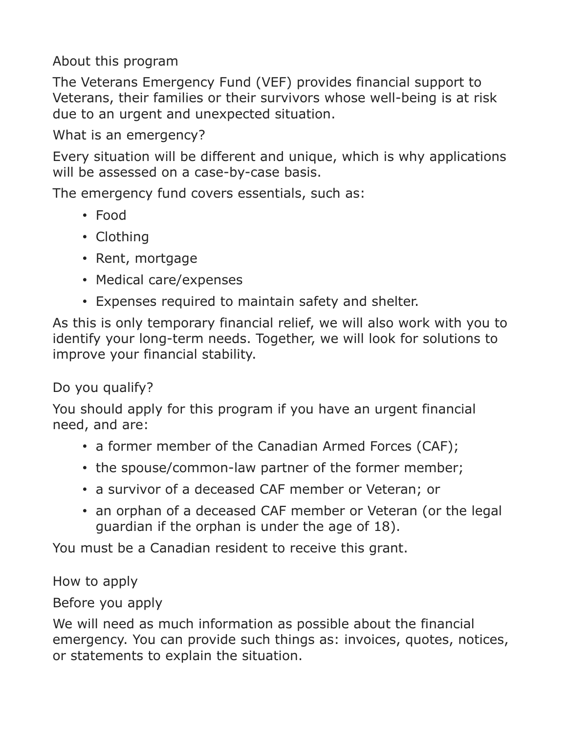## About this program

The Veterans Emergency Fund (VEF) provides financial support to Veterans, their families or their survivors whose well-being is at risk due to an urgent and unexpected situation.

### What is an emergency?

Every situation will be different and unique, which is why applications will be assessed on a case-by-case basis.

The emergency fund covers essentials, such as:

- Food
- Clothing
- Rent, mortgage
- Medical care/expenses
- Expenses required to maintain safety and shelter.

As this is only temporary financial relief, we will also work with you to identify your long-term needs. Together, we will look for solutions to improve your financial stability.

## Do you qualify?

You should apply for this program if you have an urgent financial need, and are:

- a former member of the Canadian Armed Forces (CAF);
- the spouse/common-law partner of the former member;
- a survivor of a deceased CAF member or Veteran; or
- an orphan of a deceased CAF member or Veteran (or the legal guardian if the orphan is under the age of 18).

You must be a Canadian resident to receive this grant.

## How to apply

### Before you apply

We will need as much information as possible about the financial emergency. You can provide such things as: invoices, quotes, notices, or statements to explain the situation.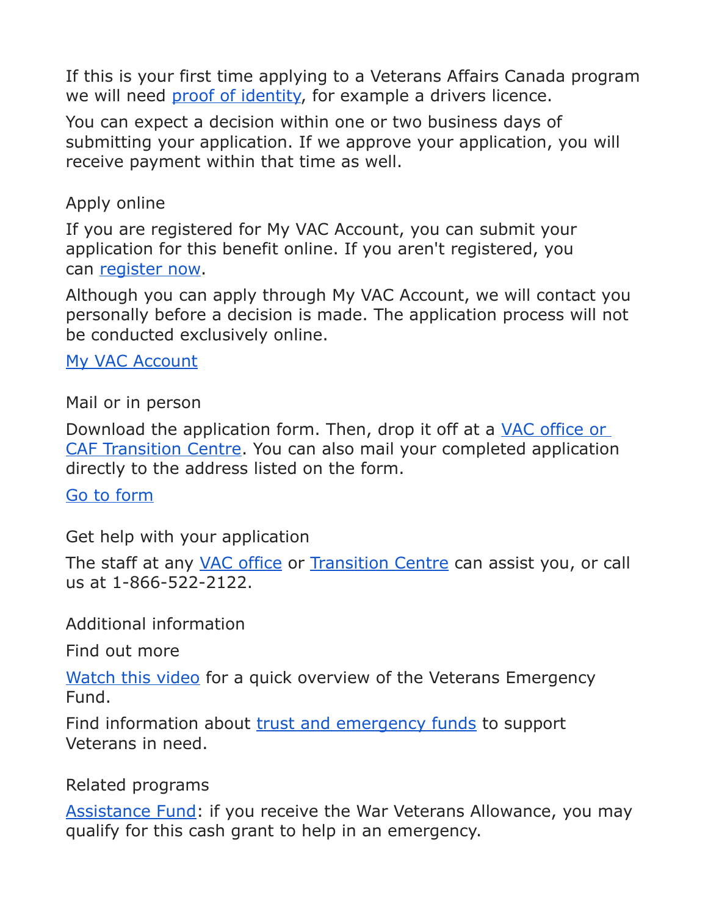If this is your first time applying to a Veterans Affairs Canada program we will need [proof of identity](), for example a drivers licence.

You can expect a decision within one or two business days of submitting your application. If we approve your application, you will receive payment within that time as well.

### Apply online

If you are registered for My VAC Account, you can submit your application for this benefit online. If you aren't registered, you can [register now]().

Although you can apply through My VAC Account, we will contact you personally before a decision is made. The application process will not be conducted exclusively online.

[My VAC Account]()

### Mail or in person

Download the application form. Then, drop it off at a [VAC office or CAF Transition Centre](). You can also mail your completed application directly to the address listed on the form.

[Go to form]()

### Get help with your application

The staff at any [VAC office]() or [Transition Centre]() can assist you, or call us at 1-866-522-2122.

## Additional information

### Find out more

[Watch this video]() for a quick overview of the Veterans Emergency Fund.

Find information about [trust and emergency funds]() to support Veterans in need.

### Related programs

[Assistance Fund](): if you receive the War Veterans Allowance, you may qualify for this cash grant to help in an emergency.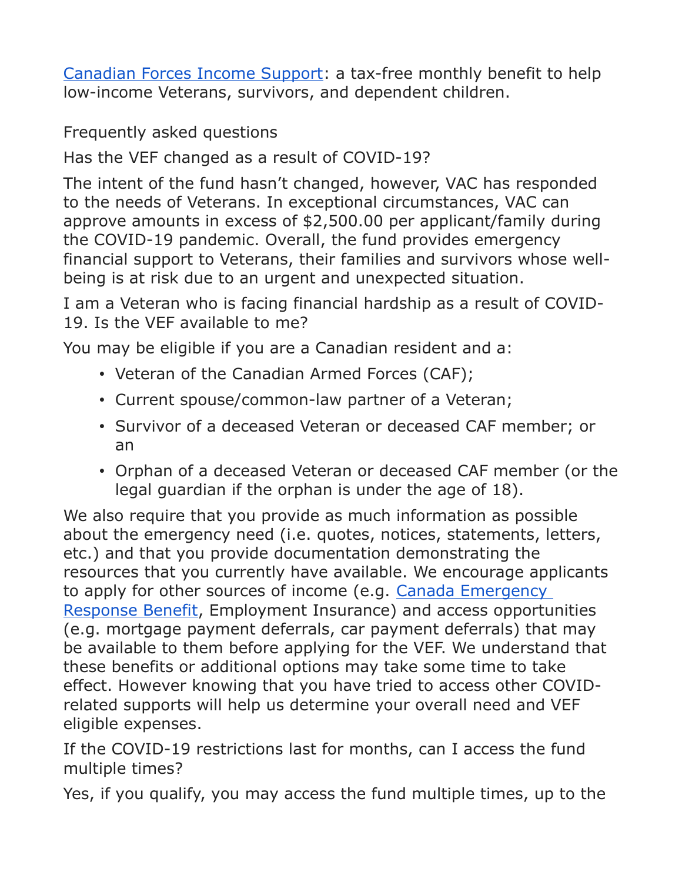[Canadian Forces Income Support]: a tax-free monthly benefit to help low-income Veterans, survivors, and dependent children.

## Frequently asked questions

### Has the VEF changed as a result of COVID-19?

The intent of the fund hasn't changed, however, VAC has responded to the needs of Veterans. In exceptional circumstances, VAC can approve amounts in excess of $2,500.00 per applicant/family during the COVID-19 pandemic. Overall, the fund provides emergency financial support to Veterans, their families and survivors whose well-being is at risk due to an urgent and unexpected situation.

### I am a Veteran who is facing financial hardship as a result of COVID-19. Is the VEF available to me?

You may be eligible if you are a Canadian resident and a:

- Veteran of the Canadian Armed Forces (CAF);
- Current spouse/common-law partner of a Veteran;
- Survivor of a deceased Veteran or deceased CAF member; or an
- Orphan of a deceased Veteran or deceased CAF member (or the legal guardian if the orphan is under the age of 18).

We also require that you provide as much information as possible about the emergency need (i.e. quotes, notices, statements, letters, etc.) and that you provide documentation demonstrating the resources that you currently have available. We encourage applicants to apply for other sources of income (e.g. Canada Emergency Response Benefit, Employment Insurance) and access opportunities (e.g. mortgage payment deferrals, car payment deferrals) that may be available to them before applying for the VEF. We understand that these benefits or additional options may take some time to take effect. However knowing that you have tried to access other COVID-related supports will help us determine your overall need and VEF eligible expenses.

### If the COVID-19 restrictions last for months, can I access the fund multiple times?

Yes, if you qualify, you may access the fund multiple times, up to the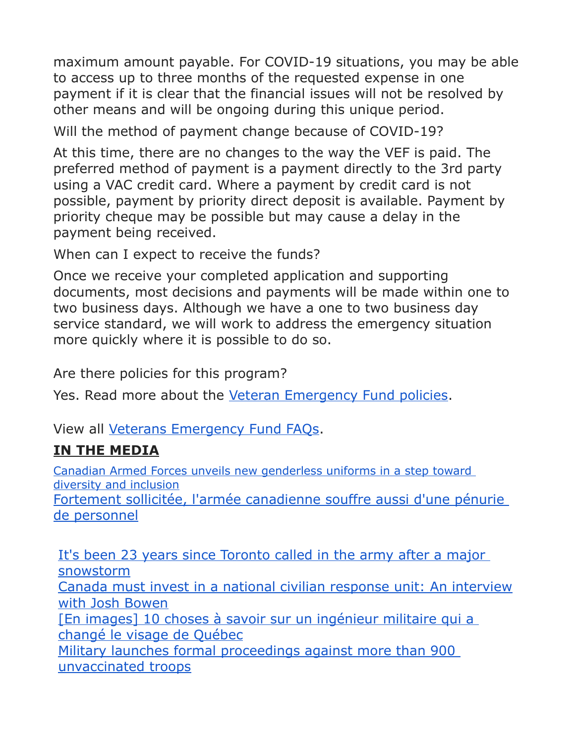maximum amount payable. For COVID-19 situations, you may be able to access up to three months of the requested expense in one payment if it is clear that the financial issues will not be resolved by other means and will be ongoing during this unique period.

Will the method of payment change because of COVID-19?

At this time, there are no changes to the way the VEF is paid. The preferred method of payment is a payment directly to the 3rd party using a VAC credit card. Where a payment by credit card is not possible, payment by priority direct deposit is available. Payment by priority cheque may be possible but may cause a delay in the payment being received.

When can I expect to receive the funds?

Once we receive your completed application and supporting documents, most decisions and payments will be made within one to two business days. Although we have a one to two business day service standard, we will work to address the emergency situation more quickly where it is possible to do so.

Are there policies for this program?

Yes. Read more about the Veteran Emergency Fund policies.

View all Veterans Emergency Fund FAQs.

## IN THE MEDIA

Canadian Armed Forces unveils new genderless uniforms in a step toward diversity and inclusion

Fortement sollicitée, l'armée canadienne souffre aussi d'une pénurie de personnel

It's been 23 years since Toronto called in the army after a major snowstorm

Canada must invest in a national civilian response unit: An interview with Josh Bowen

[En images] 10 choses à savoir sur un ingénieur militaire qui a changé le visage de Québec

Military launches formal proceedings against more than 900 unvaccinated troops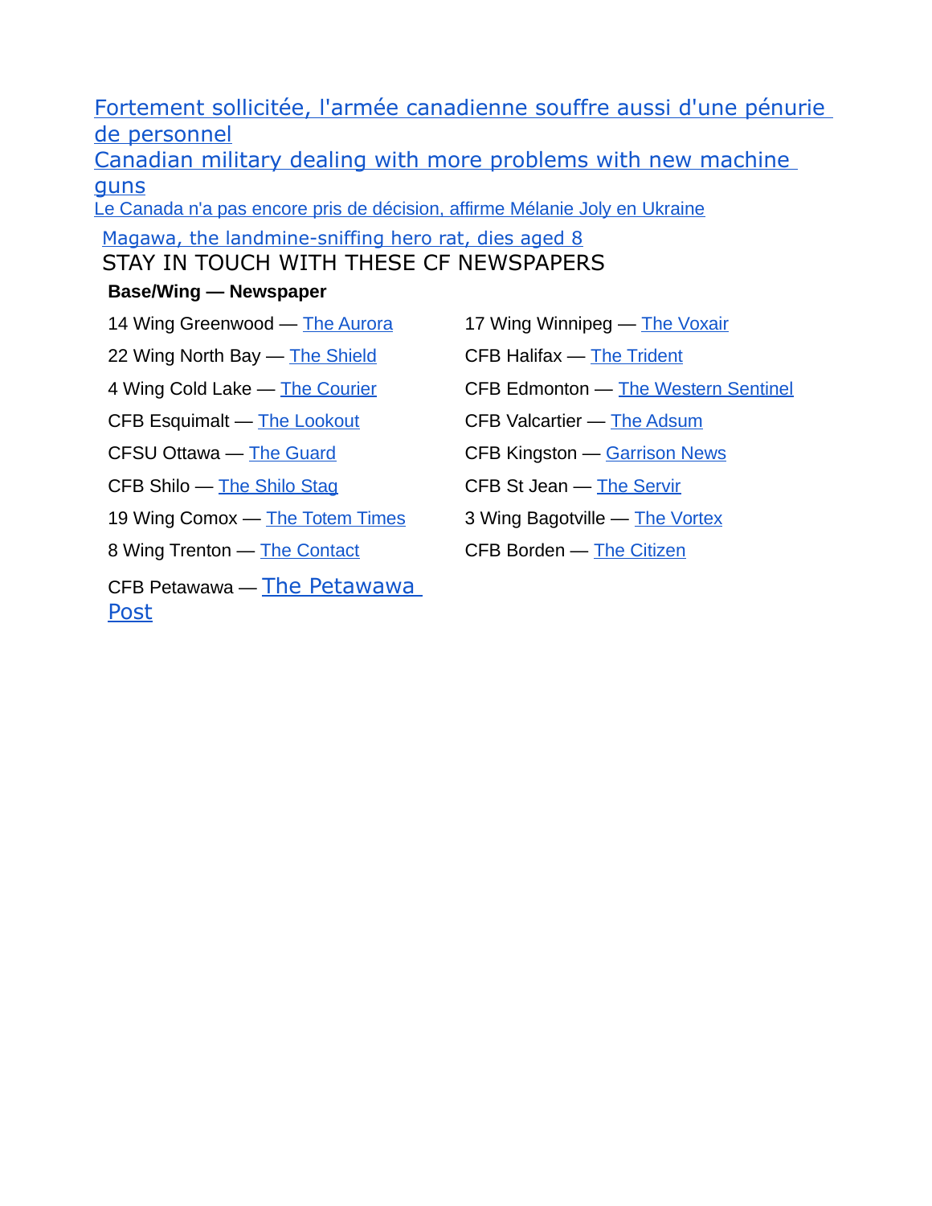Fortement sollicitée, l'armée canadienne souffre aussi d'une pénurie de personnel

Canadian military dealing with more problems with new machine guns

Le Canada n'a pas encore pris de décision, affirme Mélanie Joly en Ukraine

Magawa, the landmine-sniffing hero rat, dies aged 8

## STAY IN TOUCH WITH THESE CF NEWSPAPERS

**Base/Wing — Newspaper**

| | |
|---|---|
| 14 Wing Greenwood — The Aurora | 17 Wing Winnipeg — The Voxair |
| 22 Wing North Bay — The Shield | CFB Halifax — The Trident |
| 4 Wing Cold Lake — The Courier | CFB Edmonton — The Western Sentinel |
| CFB Esquimalt — The Lookout | CFB Valcartier — The Adsum |
| CFSU Ottawa — The Guard | CFB Kingston — Garrison News |
| CFB Shilo — The Shilo Stag | CFB St Jean — The Servir |
| 19 Wing Comox — The Totem Times | 3 Wing Bagotville — The Vortex |
| 8 Wing Trenton — The Contact | CFB Borden — The Citizen |
| CFB Petawawa — The Petawawa Post | |